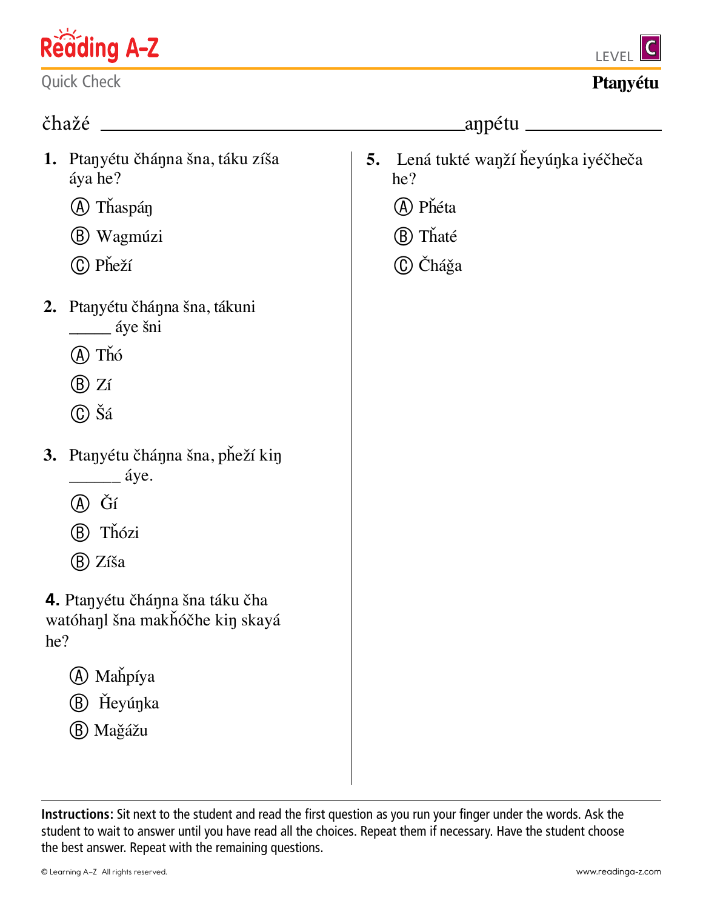Reading A-Z

LEVEL C

Quick Check

**Ptaŋyétu**

čhažé ________________________________ aŋpétu ______________

1. Ptaŋyétu čháŋna šna, táku zíša áya he?

   Ⓐ Tȟaspáŋ

   Ⓑ Wagmúzi

   Ⓒ Pȟeží

2. Ptaŋyétu čháŋna šna, tákuni _____ áye šni

   Ⓐ Tȟó

   Ⓑ Zí

   Ⓒ Šá

3. Ptaŋyétu čháŋna šna, pȟeží kiŋ ______ áye.

   Ⓐ Ǧí

   Ⓑ Tȟózi

   Ⓑ Zíša

4. Ptaŋyétu čháŋna šna táku čha watóhaŋl šna makȟóčhe kiŋ skayá he?

   Ⓐ Maȟpíya

   Ⓑ Ȟeyúŋka

   Ⓑ Mağážu

5. Lená tukté waŋží ȟeyúŋka iyéčheča he?

   Ⓐ Pȟéta

   Ⓑ Tȟaté

   Ⓒ Čháğa

**Instructions:** Sit next to the student and read the first question as you run your finger under the words. Ask the student to wait to answer until you have read all the choices. Repeat them if necessary. Have the student choose the best answer. Repeat with the remaining questions.

© Learning A–Z All rights reserved. www.readinga-z.com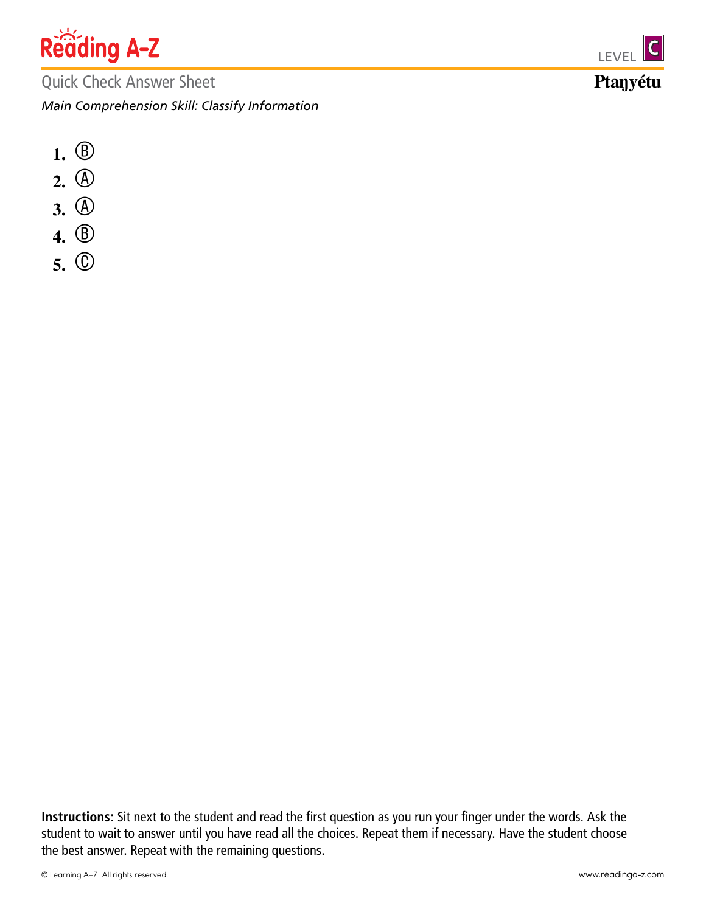Reading A–Z

LEVEL C

Quick Check Answer Sheet

**Ptaŋyétu**

*Main Comprehension Skill: Classify Information*

1. Ⓑ
2. Ⓐ
3. Ⓐ
4. Ⓑ
5. Ⓒ

**Instructions:** Sit next to the student and read the first question as you run your finger under the words. Ask the student to wait to answer until you have read all the choices. Repeat them if necessary. Have the student choose the best answer. Repeat with the remaining questions.

© Learning A–Z All rights reserved.

www.readinga-z.com